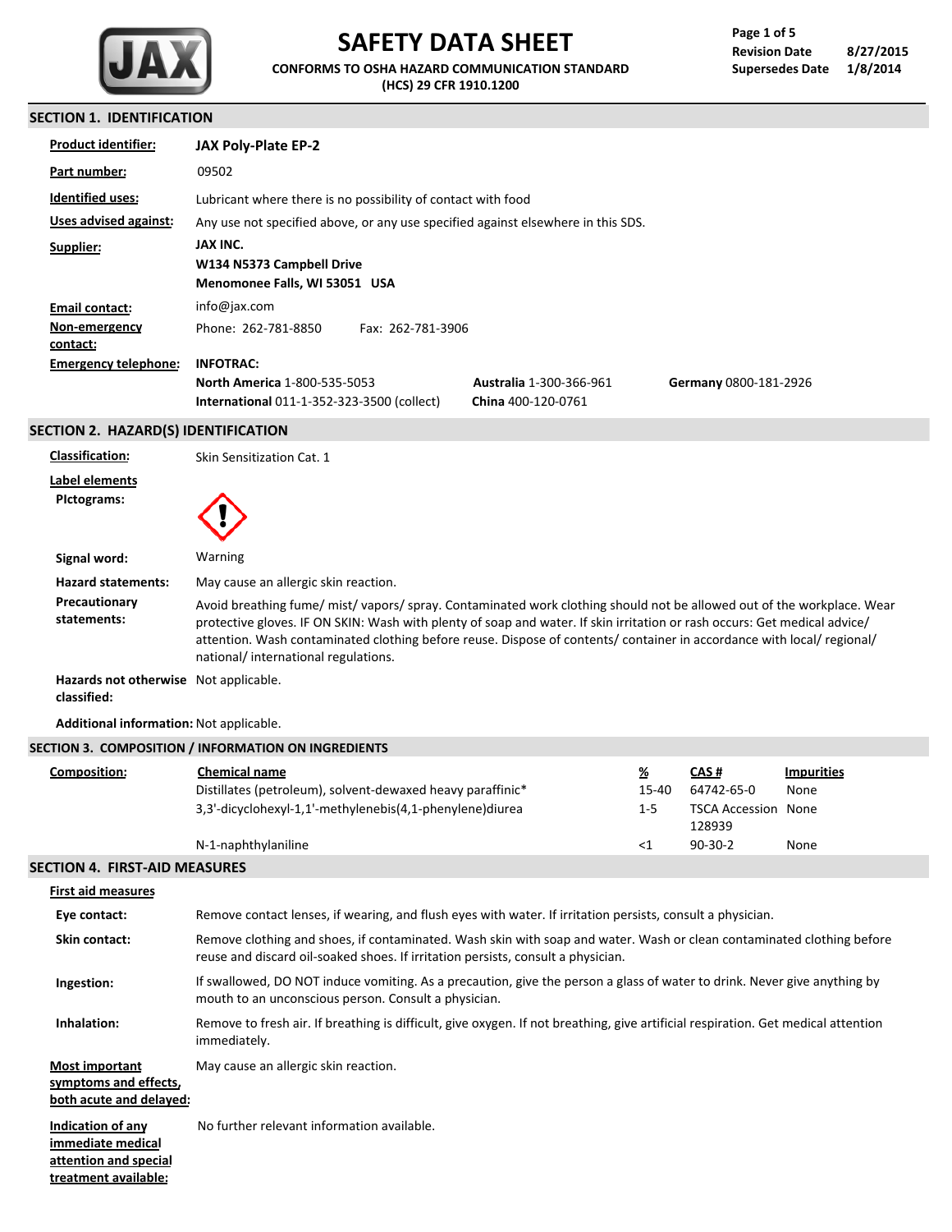# SAFETY DATA SHEET

**CONFORMS TO OSHA HAZARD COMMUNICATION STANDARD (HCS) 29 CFR 1910.1200**

**Revision Date** 8/27/2015
**Supersedes Date** 1/8/2014

## SECTION 1. IDENTIFICATION

**Product identifier:** **JAX Poly-Plate EP-2**

**Part number:** 09502

**Identified uses:** Lubricant where there is no possibility of contact with food

**Uses advised against:** Any use not specified above, or any use specified against elsewhere in this SDS.

**Supplier:**
**JAX INC.**
**W134 N5373 Campbell Drive**
**Menomonee Falls, WI 53051 USA**

**Email contact:** info@jax.com

**Non-emergency contact:** Phone: 262-781-8850 Fax: 262-781-3906

**Emergency telephone:** **INFOTRAC:**
**North America** 1-800-535-5053
**International** 011-1-352-323-3500 (collect)
**Australia** 1-300-366-961
**China** 400-120-0761
**Germany** 0800-181-2926

## SECTION 2. HAZARD(S) IDENTIFICATION

**Classification:** Skin Sensitization Cat. 1

**Label elements**

**Pictograms:**

**Signal word:** Warning

**Hazard statements:** May cause an allergic skin reaction.

**Precautionary statements:** Avoid breathing fume/ mist/ vapors/ spray. Contaminated work clothing should not be allowed out of the workplace. Wear protective gloves. IF ON SKIN: Wash with plenty of soap and water. If skin irritation or rash occurs: Get medical advice/ attention. Wash contaminated clothing before reuse. Dispose of contents/ container in accordance with local/ regional/ national/ international regulations.

**Hazards not otherwise classified:** Not applicable.

**Additional information:** Not applicable.

## SECTION 3. COMPOSITION / INFORMATION ON INGREDIENTS

**Composition:**

| Chemical name | % | CAS # | Impurities |
|---|---|---|---|
| Distillates (petroleum), solvent-dewaxed heavy paraffinic* | 15-40 | 64742-65-0 | None |
| 3,3'-dicyclohexyl-1,1'-methylenebis(4,1-phenylene)diurea | 1-5 | TSCA Accession 128939 | None |
| N-1-naphthylaniline | <1 | 90-30-2 | None |

## SECTION 4. FIRST-AID MEASURES

**First aid measures**

**Eye contact:** Remove contact lenses, if wearing, and flush eyes with water. If irritation persists, consult a physician.

**Skin contact:** Remove clothing and shoes, if contaminated. Wash skin with soap and water. Wash or clean contaminated clothing before reuse and discard oil-soaked shoes. If irritation persists, consult a physician.

**Ingestion:** If swallowed, DO NOT induce vomiting. As a precaution, give the person a glass of water to drink. Never give anything by mouth to an unconscious person. Consult a physician.

**Inhalation:** Remove to fresh air. If breathing is difficult, give oxygen. If not breathing, give artificial respiration. Get medical attention immediately.

**Most important symptoms and effects, both acute and delayed:** May cause an allergic skin reaction.

**Indication of any immediate medical attention and special treatment available:** No further relevant information available.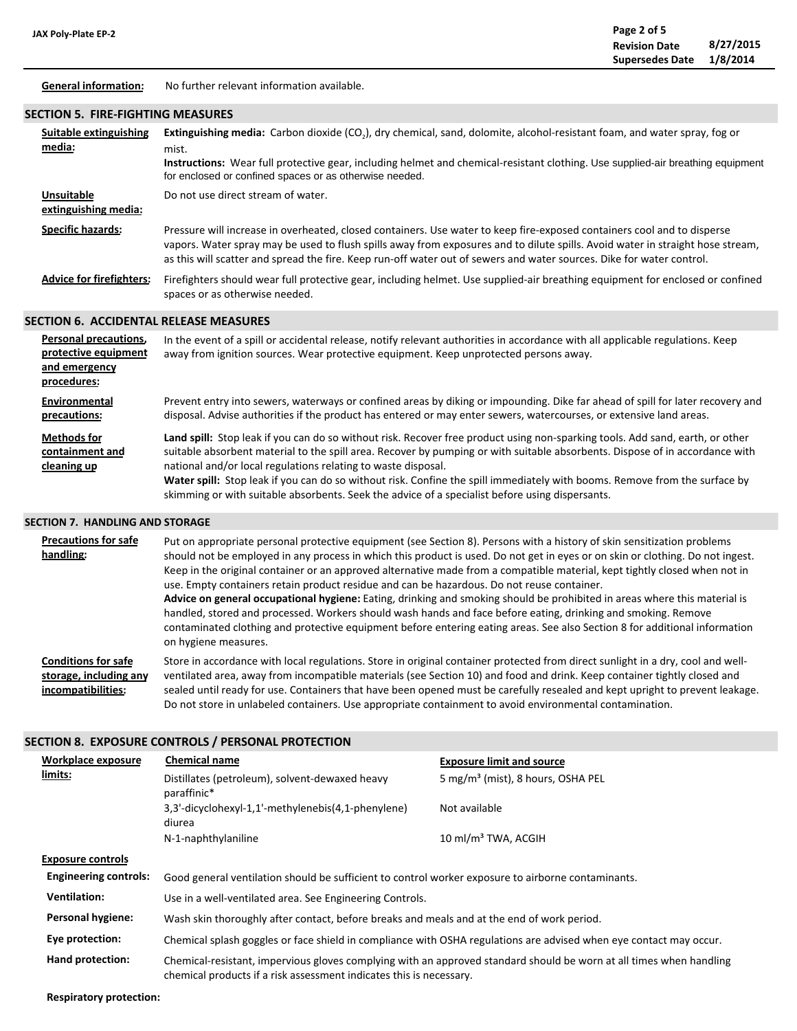**General information:** No further relevant information available.

## SECTION 5. FIRE-FIGHTING MEASURES

**Suitable extinguishing media:** **Extinguishing media:** Carbon dioxide ($CO_2$), dry chemical, sand, dolomite, alcohol-resistant foam, and water spray, fog or mist.
**Instructions:** Wear full protective gear, including helmet and chemical-resistant clothing. Use supplied-air breathing equipment for enclosed or confined spaces or as otherwise needed.

**Unsuitable extinguishing media:** Do not use direct stream of water.

**Specific hazards:** Pressure will increase in overheated, closed containers. Use water to keep fire-exposed containers cool and to disperse vapors. Water spray may be used to flush spills away from exposures and to dilute spills. Avoid water in straight hose stream, as this will scatter and spread the fire. Keep run-off water out of sewers and water sources. Dike for water control.

**Advice for firefighters:** Firefighters should wear full protective gear, including helmet. Use supplied-air breathing equipment for enclosed or confined spaces or as otherwise needed.

## SECTION 6. ACCIDENTAL RELEASE MEASURES

**Personal precautions, protective equipment and emergency procedures:** In the event of a spill or accidental release, notify relevant authorities in accordance with all applicable regulations. Keep away from ignition sources. Wear protective equipment. Keep unprotected persons away.

**Environmental precautions:** Prevent entry into sewers, waterways or confined areas by diking or impounding. Dike far ahead of spill for later recovery and disposal. Advise authorities if the product has entered or may enter sewers, watercourses, or extensive land areas.

**Methods for containment and cleaning up** **Land spill:** Stop leak if you can do so without risk. Recover free product using non-sparking tools. Add sand, earth, or other suitable absorbent material to the spill area. Recover by pumping or with suitable absorbents. Dispose of in accordance with national and/or local regulations relating to waste disposal.
**Water spill:** Stop leak if you can do so without risk. Confine the spill immediately with booms. Remove from the surface by skimming or with suitable absorbents. Seek the advice of a specialist before using dispersants.

## SECTION 7. HANDLING AND STORAGE

**Precautions for safe handling:** Put on appropriate personal protective equipment (see Section 8). Persons with a history of skin sensitization problems should not be employed in any process in which this product is used. Do not get in eyes or on skin or clothing. Do not ingest. Keep in the original container or an approved alternative made from a compatible material, kept tightly closed when not in use. Empty containers retain product residue and can be hazardous. Do not reuse container.
**Advice on general occupational hygiene:** Eating, drinking and smoking should be prohibited in areas where this material is handled, stored and processed. Workers should wash hands and face before eating, drinking and smoking. Remove contaminated clothing and protective equipment before entering eating areas. See also Section 8 for additional information on hygiene measures.

**Conditions for safe storage, including any incompatibilities:** Store in accordance with local regulations. Store in original container protected from direct sunlight in a dry, cool and well-ventilated area, away from incompatible materials (see Section 10) and food and drink. Keep container tightly closed and sealed until ready for use. Containers that have been opened must be carefully resealed and kept upright to prevent leakage. Do not store in unlabeled containers. Use appropriate containment to avoid environmental contamination.

## SECTION 8. EXPOSURE CONTROLS / PERSONAL PROTECTION

**Workplace exposure limits:**

| Chemical name | Exposure limit and source |
|---|---|
| Distillates (petroleum), solvent-dewaxed heavy paraffinic* | 5 mg/m³ (mist), 8 hours, OSHA PEL |
| 3,3'-dicyclohexyl-1,1'-methylenebis(4,1-phenylene) diurea | Not available |
| N-1-naphthylaniline | 10 ml/m³ TWA, ACGIH |

**Exposure controls**

**Engineering controls:** Good general ventilation should be sufficient to control worker exposure to airborne contaminants.

**Ventilation:** Use in a well-ventilated area. See Engineering Controls.

**Personal hygiene:** Wash skin thoroughly after contact, before breaks and meals and at the end of work period.

**Eye protection:** Chemical splash goggles or face shield in compliance with OSHA regulations are advised when eye contact may occur.

**Hand protection:** Chemical-resistant, impervious gloves complying with an approved standard should be worn at all times when handling chemical products if a risk assessment indicates this is necessary.

**Respiratory protection:**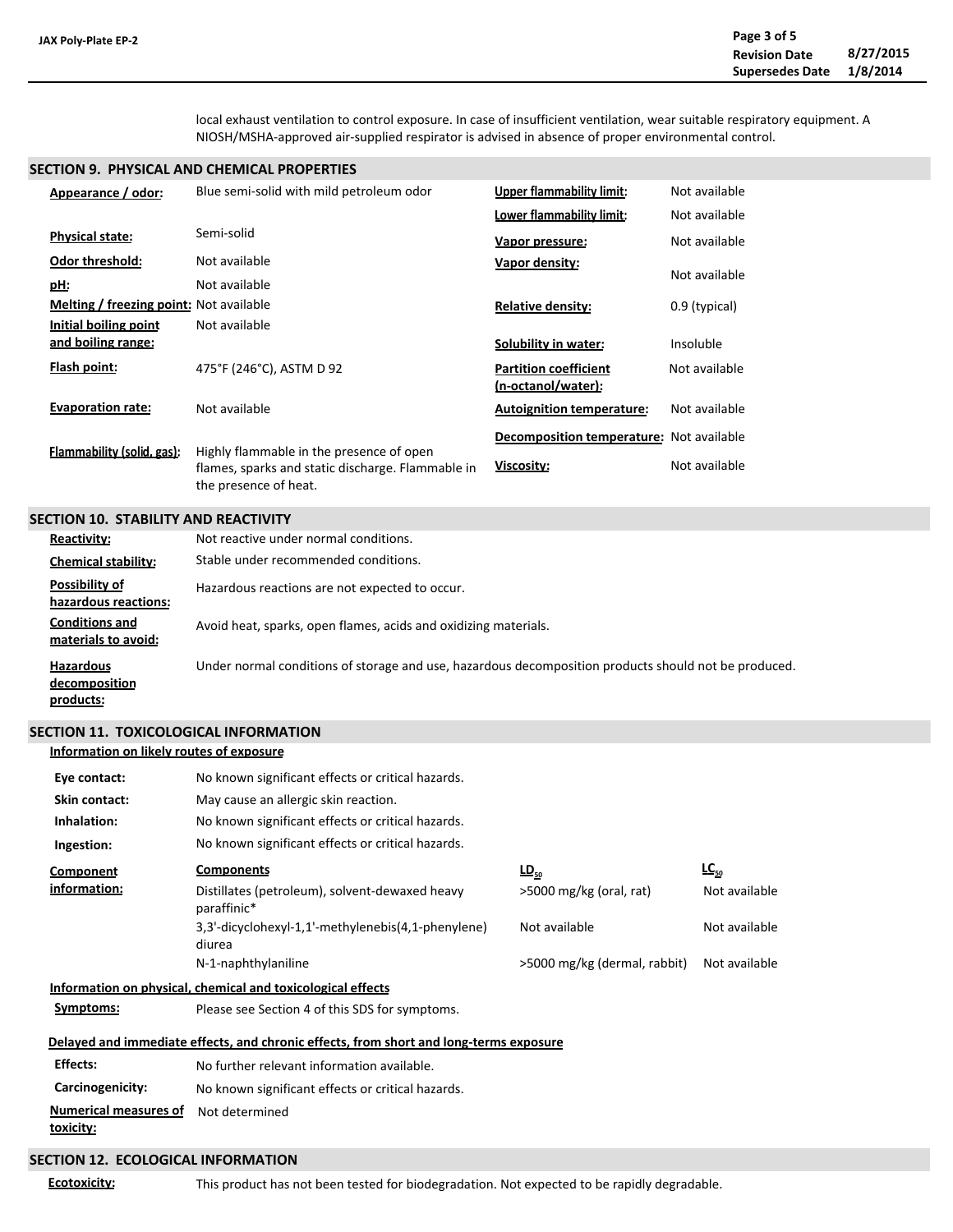local exhaust ventilation to control exposure. In case of insufficient ventilation, wear suitable respiratory equipment. A NIOSH/MSHA-approved air-supplied respirator is advised in absence of proper environmental control.

## SECTION 9. PHYSICAL AND CHEMICAL PROPERTIES

| Property | Value | Property | Value |
|---|---|---|---|
| **Appearance / odor:** | Blue semi-solid with mild petroleum odor | **Upper flammability limit:** | Not available |
| | | **Lower flammability limit:** | Not available |
| **Physical state:** | Semi-solid | **Vapor pressure:** | Not available |
| **Odor threshold:** | Not available | **Vapor density:** | Not available |
| **pH:** | Not available | | |
| **Melting / freezing point:** | Not available | **Relative density:** | 0.9 (typical) |
| **Initial boiling point and boiling range:** | Not available | **Solubility in water:** | Insoluble |
| **Flash point:** | 475°F (246°C), ASTM D 92 | **Partition coefficient (n-octanol/water):** | Not available |
| **Evaporation rate:** | Not available | **Autoignition temperature:** | Not available |
| | | **Decomposition temperature:** | Not available |
| **Flammability (solid, gas):** | Highly flammable in the presence of open flames, sparks and static discharge. Flammable in the presence of heat. | **Viscosity:** | Not available |

## SECTION 10. STABILITY AND REACTIVITY

**Reactivity:** Not reactive under normal conditions.

**Chemical stability:** Stable under recommended conditions.

**Possibility of hazardous reactions:** Hazardous reactions are not expected to occur.

**Conditions and materials to avoid:** Avoid heat, sparks, open flames, acids and oxidizing materials.

**Hazardous decomposition products:** Under normal conditions of storage and use, hazardous decomposition products should not be produced.

## SECTION 11. TOXICOLOGICAL INFORMATION

**Information on likely routes of exposure**

**Eye contact:** No known significant effects or critical hazards.

**Skin contact:** May cause an allergic skin reaction.

**Inhalation:** No known significant effects or critical hazards.

**Ingestion:** No known significant effects or critical hazards.

**Component information:**

| Components | $LD_{50}$ | $LC_{50}$ |
|---|---|---|
| Distillates (petroleum), solvent-dewaxed heavy paraffinic* | >5000 mg/kg (oral, rat) | Not available |
| 3,3'-dicyclohexyl-1,1'-methylenebis(4,1-phenylene) diurea | Not available | Not available |
| N-1-naphthylaniline | >5000 mg/kg (dermal, rabbit) | Not available |

**Information on physical, chemical and toxicological effects**

**Symptoms:** Please see Section 4 of this SDS for symptoms.

**Delayed and immediate effects, and chronic effects, from short and long-terms exposure**

**Effects:** No further relevant information available.

**Carcinogenicity:** No known significant effects or critical hazards.

**Numerical measures of toxicity:** Not determined

## SECTION 12. ECOLOGICAL INFORMATION

**Ecotoxicity:** This product has not been tested for biodegradation. Not expected to be rapidly degradable.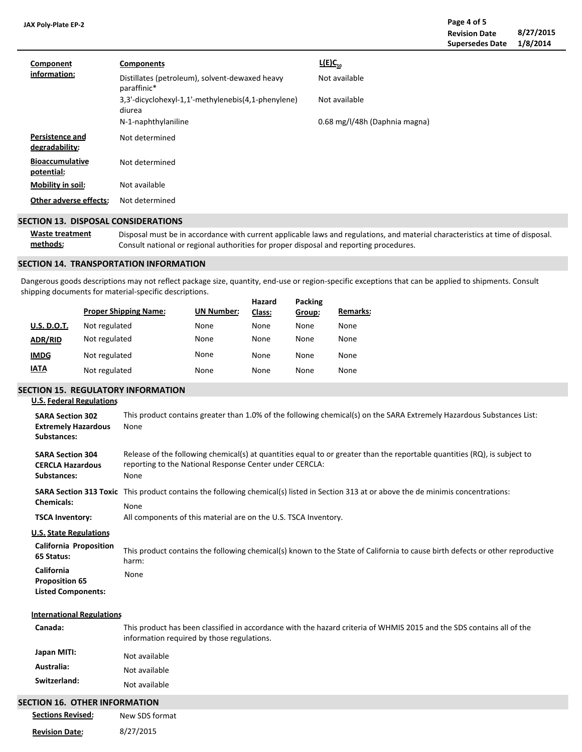**Component information:**

| Components | $L(E)C_{50}$ |
|---|---|
| Distillates (petroleum), solvent-dewaxed heavy paraffinic* | Not available |
| 3,3'-dicyclohexyl-1,1'-methylenebis(4,1-phenylene) diurea | Not available |
| N-1-naphthylaniline | 0.68 mg/l/48h (Daphnia magna) |

**Persistence and degradability:** Not determined

**Bioaccumulative potential:** Not determined

**Mobility in soil:** Not available

**Other adverse effects:** Not determined

## SECTION 13. DISPOSAL CONSIDERATIONS

**Waste treatment methods:** Disposal must be in accordance with current applicable laws and regulations, and material characteristics at time of disposal. Consult national or regional authorities for proper disposal and reporting procedures.

## SECTION 14. TRANSPORTATION INFORMATION

Dangerous goods descriptions may not reflect package size, quantity, end-use or region-specific exceptions that can be applied to shipments. Consult shipping documents for material-specific descriptions.

| | Proper Shipping Name: | UN Number: | Hazard Class: | Packing Group: | Remarks: |
|---|---|---|---|---|---|
| **U.S. D.O.T.** | Not regulated | None | None | None | None |
| **ADR/RID** | Not regulated | None | None | None | None |
| **IMDG** | Not regulated | None | None | None | None |
| **IATA** | Not regulated | None | None | None | None |

## SECTION 15. REGULATORY INFORMATION

### U.S. Federal Regulations

**SARA Section 302 Extremely Hazardous Substances:** This product contains greater than 1.0% of the following chemical(s) on the SARA Extremely Hazardous Substances List: None

**SARA Section 304 CERCLA Hazardous Substances:** Release of the following chemical(s) at quantities equal to or greater than the reportable quantities (RQ), is subject to reporting to the National Response Center under CERCLA: None

**SARA Section 313 Toxic Chemicals:** This product contains the following chemical(s) listed in Section 313 at or above the de minimis concentrations: None

**TSCA Inventory:** All components of this material are on the U.S. TSCA Inventory.

### U.S. State Regulations

**California Proposition 65 Status:** This product contains the following chemical(s) known to the State of California to cause birth defects or other reproductive harm:

**California Proposition 65 Listed Components:** None

### International Regulations

**Canada:** This product has been classified in accordance with the hazard criteria of WHMIS 2015 and the SDS contains all of the information required by those regulations.

**Japan MITI:** Not available

**Australia:** Not available

**Switzerland:** Not available

## SECTION 16. OTHER INFORMATION

**Sections Revised:** New SDS format

**Revision Date:** 8/27/2015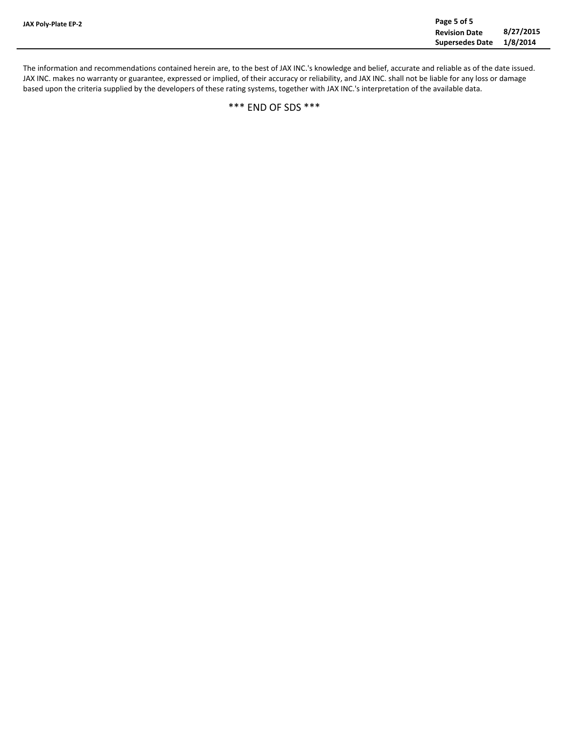The information and recommendations contained herein are, to the best of JAX INC.'s knowledge and belief, accurate and reliable as of the date issued. JAX INC. makes no warranty or guarantee, expressed or implied, of their accuracy or reliability, and JAX INC. shall not be liable for any loss or damage based upon the criteria supplied by the developers of these rating systems, together with JAX INC.'s interpretation of the available data.

*** END OF SDS ***